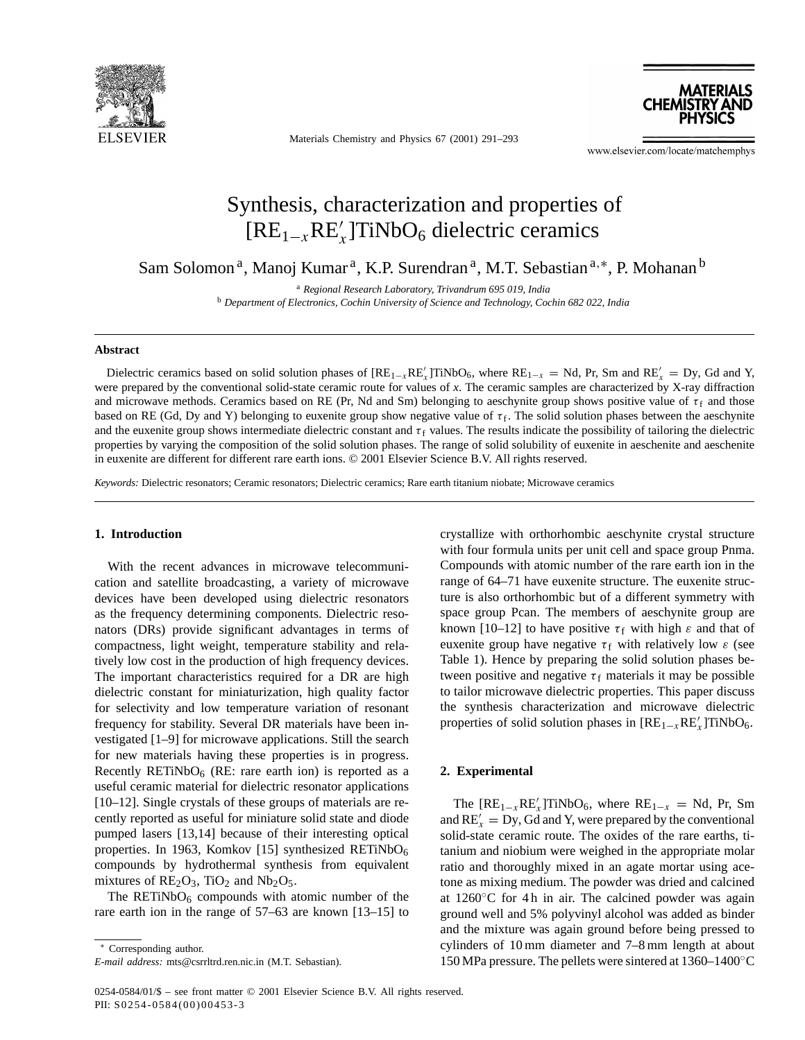# Synthesis, characterization and properties of $[RE_{1-x}RE'_x]TiNbO_6$ dielectric ceramics

Sam Solomon [a], Manoj Kumar [a], K.P. Surendran [a], M.T. Sebastian [a,*], P. Mohanan [b]

[a] *Regional Research Laboratory, Trivandrum 695 019, India*

[b] *Department of Electronics, Cochin University of Science and Technology, Cochin 682 022, India*

## Abstract

Dielectric ceramics based on solid solution phases of $[RE_{1-x}RE'_x]TiNbO_6$, where $RE_{1-x}$ = Nd, Pr, Sm and $RE'_x$ = Dy, Gd and Y, were prepared by the conventional solid-state ceramic route for values of *x*. The ceramic samples are characterized by X-ray diffraction and microwave methods. Ceramics based on RE (Pr, Nd and Sm) belonging to aeschynite group shows positive value of $\tau_f$ and those based on RE (Gd, Dy and Y) belonging to euxenite group show negative value of $\tau_f$. The solid solution phases between the aeschynite and the euxenite group shows intermediate dielectric constant and $\tau_f$ values. The results indicate the possibility of tailoring the dielectric properties by varying the composition of the solid solution phases. The range of solid solubility of euxenite in aeschenite and aeschenite in euxenite are different for different rare earth ions. © 2001 Elsevier Science B.V. All rights reserved.

*Keywords:* Dielectric resonators; Ceramic resonators; Dielectric ceramics; Rare earth titanium niobate; Microwave ceramics

## 1. Introduction

With the recent advances in microwave telecommunication and satellite broadcasting, a variety of microwave devices have been developed using dielectric resonators as the frequency determining components. Dielectric resonators (DRs) provide significant advantages in terms of compactness, light weight, temperature stability and relatively low cost in the production of high frequency devices. The important characteristics required for a DR are high dielectric constant for miniaturization, high quality factor for selectivity and low temperature variation of resonant frequency for stability. Several DR materials have been investigated [1–9] for microwave applications. Still the search for new materials having these properties is in progress. Recently $RETiNbO_6$ (RE: rare earth ion) is reported as a useful ceramic material for dielectric resonator applications [10–12]. Single crystals of these groups of materials are recently reported as useful for miniature solid state and diode pumped lasers [13,14] because of their interesting optical properties. In 1963, Komkov [15] synthesized $RETiNbO_6$ compounds by hydrothermal synthesis from equivalent mixtures of $RE_2O_3$, $TiO_2$ and $Nb_2O_5$.

The $RETiNbO_6$ compounds with atomic number of the rare earth ion in the range of 57–63 are known [13–15] to crystallize with orthorhombic aeschynite crystal structure with four formula units per unit cell and space group Pnma. Compounds with atomic number of the rare earth ion in the range of 64–71 have euxenite structure. The euxenite structure is also orthorhombic but of a different symmetry with space group Pcan. The members of aeschynite group are known [10–12] to have positive $\tau_f$ with high $\varepsilon$ and that of euxenite group have negative $\tau_f$ with relatively low $\varepsilon$ (see Table 1). Hence by preparing the solid solution phases between positive and negative $\tau_f$ materials it may be possible to tailor microwave dielectric properties. This paper discuss the synthesis characterization and microwave dielectric properties of solid solution phases in $[RE_{1-x}RE'_x]TiNbO_6$.

## 2. Experimental

The $[RE_{1-x}RE'_x]TiNbO_6$, where $RE_{1-x}$ = Nd, Pr, Sm and $RE'_x$ = Dy, Gd and Y, were prepared by the conventional solid-state ceramic route. The oxides of the rare earths, titanium and niobium were weighed in the appropriate molar ratio and thoroughly mixed in an agate mortar using acetone as mixing medium. The powder was dried and calcined at 1260°C for 4 h in air. The calcined powder was again ground well and 5% polyvinyl alcohol was added as binder and the mixture was again ground before being pressed to cylinders of 10 mm diameter and 7–8 mm length at about 150 MPa pressure. The pellets were sintered at 1360–1400°C

* Corresponding author.
*E-mail address:* mts@csrrltrd.ren.nic.in (M.T. Sebastian).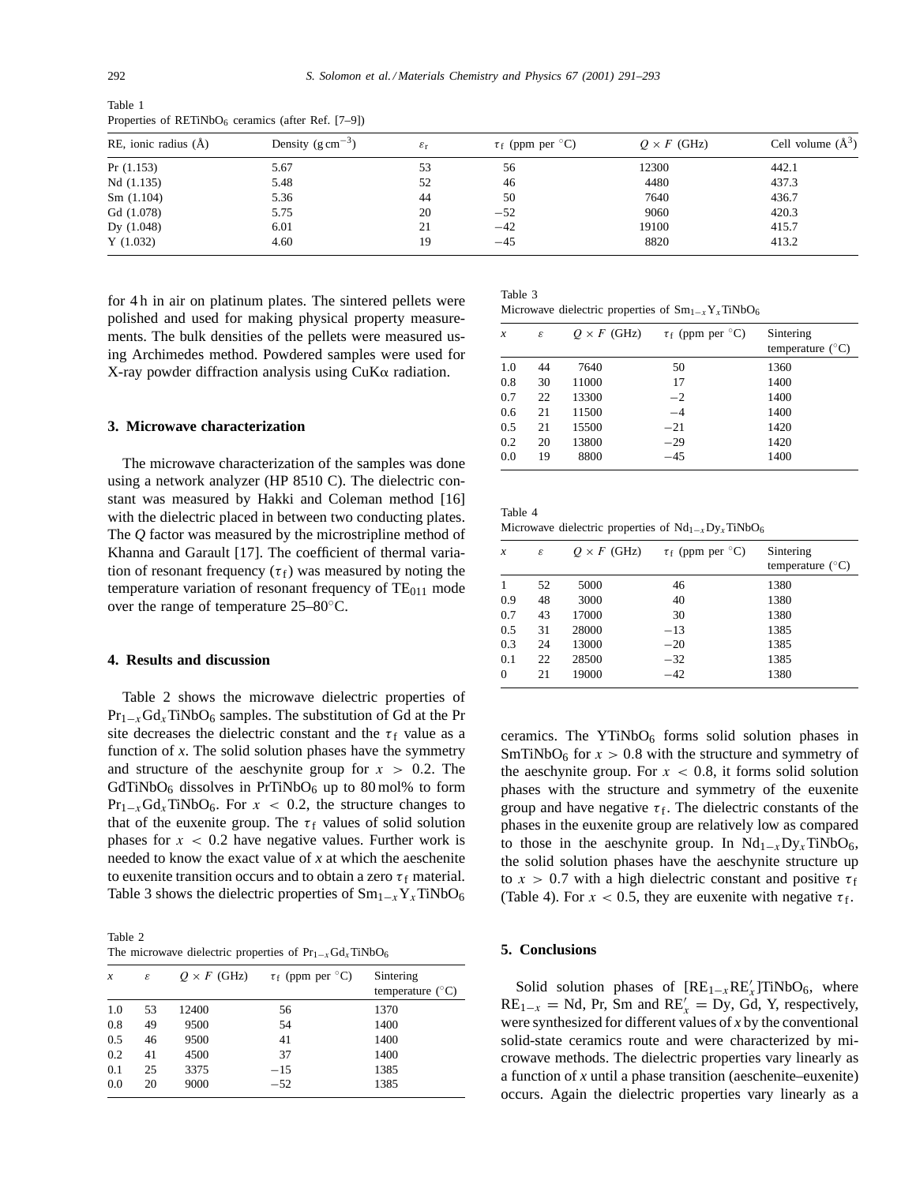Table 1
Properties of $RETiNbO_6$ ceramics (after Ref. [7–9])

| RE, ionic radius (Å) | Density ($g\,cm^{-3}$) | $\varepsilon_r$ | $\tau_f$ (ppm per °C) | $Q \times F$ (GHz) | Cell volume (Å$^3$) |
|---|---|---|---|---|---|
| Pr (1.153) | 5.67 | 53 | 56 | 12300 | 442.1 |
| Nd (1.135) | 5.48 | 52 | 46 | 4480 | 437.3 |
| Sm (1.104) | 5.36 | 44 | 50 | 7640 | 436.7 |
| Gd (1.078) | 5.75 | 20 | −52 | 9060 | 420.3 |
| Dy (1.048) | 6.01 | 21 | −42 | 19100 | 415.7 |
| Y (1.032) | 4.60 | 19 | −45 | 8820 | 413.2 |

for 4 h in air on platinum plates. The sintered pellets were polished and used for making physical property measurements. The bulk densities of the pellets were measured using Archimedes method. Powdered samples were used for X-ray powder diffraction analysis using CuKα radiation.

## 3. Microwave characterization

The microwave characterization of the samples was done using a network analyzer (HP 8510 C). The dielectric constant was measured by Hakki and Coleman method [16] with the dielectric placed in between two conducting plates. The *Q* factor was measured by the microstripline method of Khanna and Garault [17]. The coefficient of thermal variation of resonant frequency ($\tau_f$) was measured by noting the temperature variation of resonant frequency of $TE_{011}$ mode over the range of temperature 25–80°C.

## 4. Results and discussion

Table 2 shows the microwave dielectric properties of $Pr_{1-x}Gd_xTiNbO_6$ samples. The substitution of Gd at the Pr site decreases the dielectric constant and the $\tau_f$ value as a function of *x*. The solid solution phases have the symmetry and structure of the aeschynite group for $x > 0.2$. The $GdTiNbO_6$ dissolves in $PrTiNbO_6$ up to 80 mol% to form $Pr_{1-x}Gd_xTiNbO_6$. For $x < 0.2$, the structure changes to that of the euxenite group. The $\tau_f$ values of solid solution phases for $x < 0.2$ have negative values. Further work is needed to know the exact value of *x* at which the aeschenite to euxenite transition occurs and to obtain a zero $\tau_f$ material. Table 3 shows the dielectric properties of $Sm_{1-x}Y_xTiNbO_6$ ceramics. The $YTiNbO_6$ forms solid solution phases in $SmTiNbO_6$ for $x > 0.8$ with the structure and symmetry of the aeschynite group. For $x < 0.8$, it forms solid solution phases with the structure and symmetry of the euxenite group and have negative $\tau_f$. The dielectric constants of the phases in the euxenite group are relatively low as compared to those in the aeschynite group. In $Nd_{1-x}Dy_xTiNbO_6$, the solid solution phases have the aeschynite structure up to $x > 0.7$ with a high dielectric constant and positive $\tau_f$ (Table 4). For $x < 0.5$, they are euxenite with negative $\tau_f$.

Table 2
The microwave dielectric properties of $Pr_{1-x}Gd_xTiNbO_6$

| *x* | $\varepsilon$ | $Q \times F$ (GHz) | $\tau_f$ (ppm per °C) | Sintering temperature (°C) |
|---|---|---|---|---|
| 1.0 | 53 | 12400 | 56 | 1370 |
| 0.8 | 49 | 9500 | 54 | 1400 |
| 0.5 | 46 | 9500 | 41 | 1400 |
| 0.2 | 41 | 4500 | 37 | 1400 |
| 0.1 | 25 | 3375 | −15 | 1385 |
| 0.0 | 20 | 9000 | −52 | 1385 |

Table 3
Microwave dielectric properties of $Sm_{1-x}Y_xTiNbO_6$

| *x* | $\varepsilon$ | $Q \times F$ (GHz) | $\tau_f$ (ppm per °C) | Sintering temperature (°C) |
|---|---|---|---|---|
| 1.0 | 44 | 7640 | 50 | 1360 |
| 0.8 | 30 | 11000 | 17 | 1400 |
| 0.7 | 22 | 13300 | −2 | 1400 |
| 0.6 | 21 | 11500 | −4 | 1400 |
| 0.5 | 21 | 15500 | −21 | 1420 |
| 0.2 | 20 | 13800 | −29 | 1420 |
| 0.0 | 19 | 8800 | −45 | 1400 |

Table 4
Microwave dielectric properties of $Nd_{1-x}Dy_xTiNbO_6$

| *x* | $\varepsilon$ | $Q \times F$ (GHz) | $\tau_f$ (ppm per °C) | Sintering temperature (°C) |
|---|---|---|---|---|
| 1 | 52 | 5000 | 46 | 1380 |
| 0.9 | 48 | 3000 | 40 | 1380 |
| 0.7 | 43 | 17000 | 30 | 1380 |
| 0.5 | 31 | 28000 | −13 | 1385 |
| 0.3 | 24 | 13000 | −20 | 1385 |
| 0.1 | 22 | 28500 | −32 | 1385 |
| 0 | 21 | 19000 | −42 | 1380 |

## 5. Conclusions

Solid solution phases of $[RE_{1-x}RE'_x]TiNbO_6$, where $RE_{1-x}$ = Nd, Pr, Sm and $RE'_x$ = Dy, Gd, Y, respectively, were synthesized for different values of *x* by the conventional solid-state ceramics route and were characterized by microwave methods. The dielectric properties vary linearly as a function of *x* until a phase transition (aeschenite–euxenite) occurs. Again the dielectric properties vary linearly as a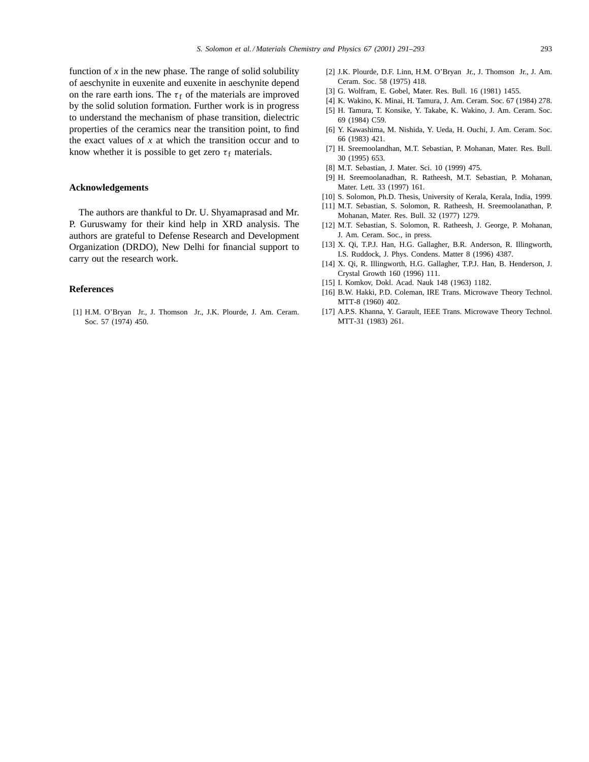function of $x$ in the new phase. The range of solid solubility of aeschynite in euxenite and euxenite in aeschynite depend on the rare earth ions. The $\tau_f$ of the materials are improved by the solid solution formation. Further work is in progress to understand the mechanism of phase transition, dielectric properties of the ceramics near the transition point, to find the exact values of $x$ at which the transition occur and to know whether it is possible to get zero $\tau_f$ materials.

## Acknowledgements

The authors are thankful to Dr. U. Shyamaprasad and Mr. P. Guruswamy for their kind help in XRD analysis. The authors are grateful to Defense Research and Development Organization (DRDO), New Delhi for financial support to carry out the research work.

## References

[1] H.M. O'Bryan Jr., J. Thomson Jr., J.K. Plourde, J. Am. Ceram. Soc. 57 (1974) 450.

[2] J.K. Plourde, D.F. Linn, H.M. O'Bryan Jr., J. Thomson Jr., J. Am. Ceram. Soc. 58 (1975) 418.

[3] G. Wolfram, E. Gobel, Mater. Res. Bull. 16 (1981) 1455.

[4] K. Wakino, K. Minai, H. Tamura, J. Am. Ceram. Soc. 67 (1984) 278.

[5] H. Tamura, T. Konsike, Y. Takabe, K. Wakino, J. Am. Ceram. Soc. 69 (1984) C59.

[6] Y. Kawashima, M. Nishida, Y. Ueda, H. Ouchi, J. Am. Ceram. Soc. 66 (1983) 421.

[7] H. Sreemoolandhan, M.T. Sebastian, P. Mohanan, Mater. Res. Bull. 30 (1995) 653.

[8] M.T. Sebastian, J. Mater. Sci. 10 (1999) 475.

[9] H. Sreemoolanadhan, R. Ratheesh, M.T. Sebastian, P. Mohanan, Mater. Lett. 33 (1997) 161.

[10] S. Solomon, Ph.D. Thesis, University of Kerala, Kerala, India, 1999.

[11] M.T. Sebastian, S. Solomon, R. Ratheesh, H. Sreemoolanathan, P. Mohanan, Mater. Res. Bull. 32 (1977) 1279.

[12] M.T. Sebastian, S. Solomon, R. Ratheesh, J. George, P. Mohanan, J. Am. Ceram. Soc., in press.

[13] X. Qi, T.P.J. Han, H.G. Gallagher, B.R. Anderson, R. Illingworth, I.S. Ruddock, J. Phys. Condens. Matter 8 (1996) 4387.

[14] X. Qi, R. Illingworth, H.G. Gallagher, T.P.J. Han, B. Henderson, J. Crystal Growth 160 (1996) 111.

[15] I. Komkov, Dokl. Acad. Nauk 148 (1963) 1182.

[16] B.W. Hakki, P.D. Coleman, IRE Trans. Microwave Theory Technol. MTT-8 (1960) 402.

[17] A.P.S. Khanna, Y. Garault, IEEE Trans. Microwave Theory Technol. MTT-31 (1983) 261.